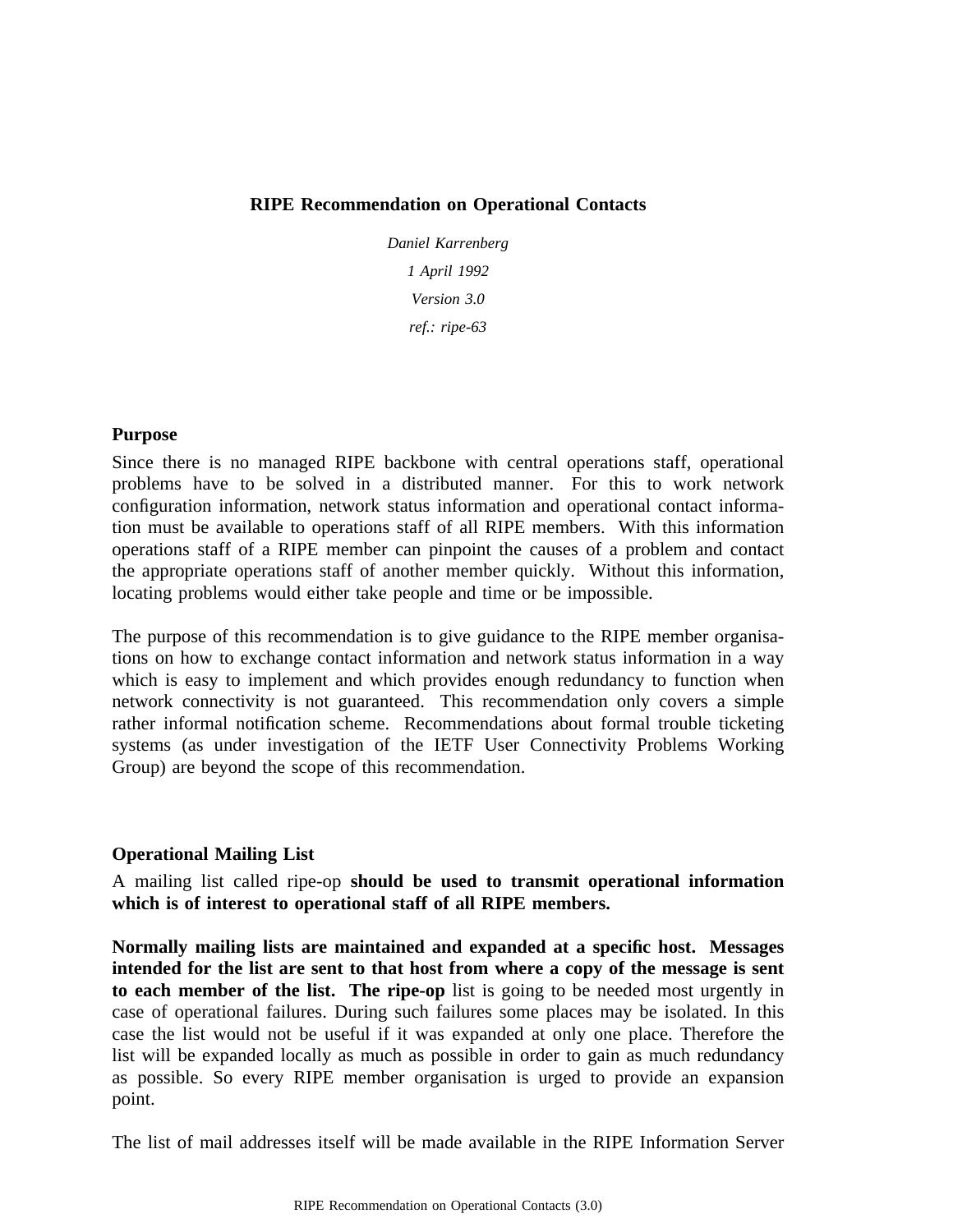# RIPE Recommendation on Operational Contacts

*Daniel Karrenberg*

*1 April 1992*

*Version 3.0*

*ref.: ripe-63*

## Purpose

Since there is no managed RIPE backbone with central operations staff, operational problems have to be solved in a distributed manner. For this to work network configuration information, network status information and operational contact information must be available to operations staff of all RIPE members. With this information operations staff of a RIPE member can pinpoint the causes of a problem and contact the appropriate operations staff of another member quickly. Without this information, locating problems would either take people and time or be impossible.

The purpose of this recommendation is to give guidance to the RIPE member organisations on how to exchange contact information and network status information in a way which is easy to implement and which provides enough redundancy to function when network connectivity is not guaranteed. This recommendation only covers a simple rather informal notification scheme. Recommendations about formal trouble ticketing systems (as under investigation of the IETF User Connectivity Problems Working Group) are beyond the scope of this recommendation.

## Operational Mailing List

A mailing list called ripe-op **should be used to transmit operational information which is of interest to operational staff of all RIPE members.**

**Normally mailing lists are maintained and expanded at a specific host. Messages intended for the list are sent to that host from where a copy of the message is sent to each member of the list. The ripe-op** list is going to be needed most urgently in case of operational failures. During such failures some places may be isolated. In this case the list would not be useful if it was expanded at only one place. Therefore the list will be expanded locally as much as possible in order to gain as much redundancy as possible. So every RIPE member organisation is urged to provide an expansion point.

The list of mail addresses itself will be made available in the RIPE Information Server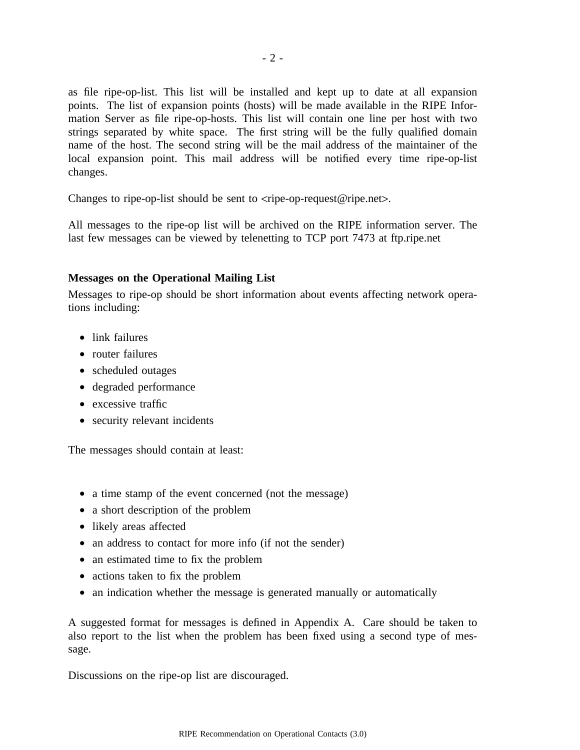as file ripe-op-list. This list will be installed and kept up to date at all expansion points. The list of expansion points (hosts) will be made available in the RIPE Information Server as file ripe-op-hosts. This list will contain one line per host with two strings separated by white space. The first string will be the fully qualified domain name of the host. The second string will be the mail address of the maintainer of the local expansion point. This mail address will be notified every time ripe-op-list changes.

Changes to ripe-op-list should be sent to <ripe-op-request@ripe.net>.

All messages to the ripe-op list will be archived on the RIPE information server. The last few messages can be viewed by telenetting to TCP port 7473 at ftp.ripe.net

**Messages on the Operational Mailing List**

Messages to ripe-op should be short information about events affecting network operations including:

- link failures
- router failures
- scheduled outages
- degraded performance
- excessive traffic
- security relevant incidents

The messages should contain at least:

- a time stamp of the event concerned (not the message)
- a short description of the problem
- likely areas affected
- an address to contact for more info (if not the sender)
- an estimated time to fix the problem
- actions taken to fix the problem
- an indication whether the message is generated manually or automatically

A suggested format for messages is defined in Appendix A. Care should be taken to also report to the list when the problem has been fixed using a second type of message.

Discussions on the ripe-op list are discouraged.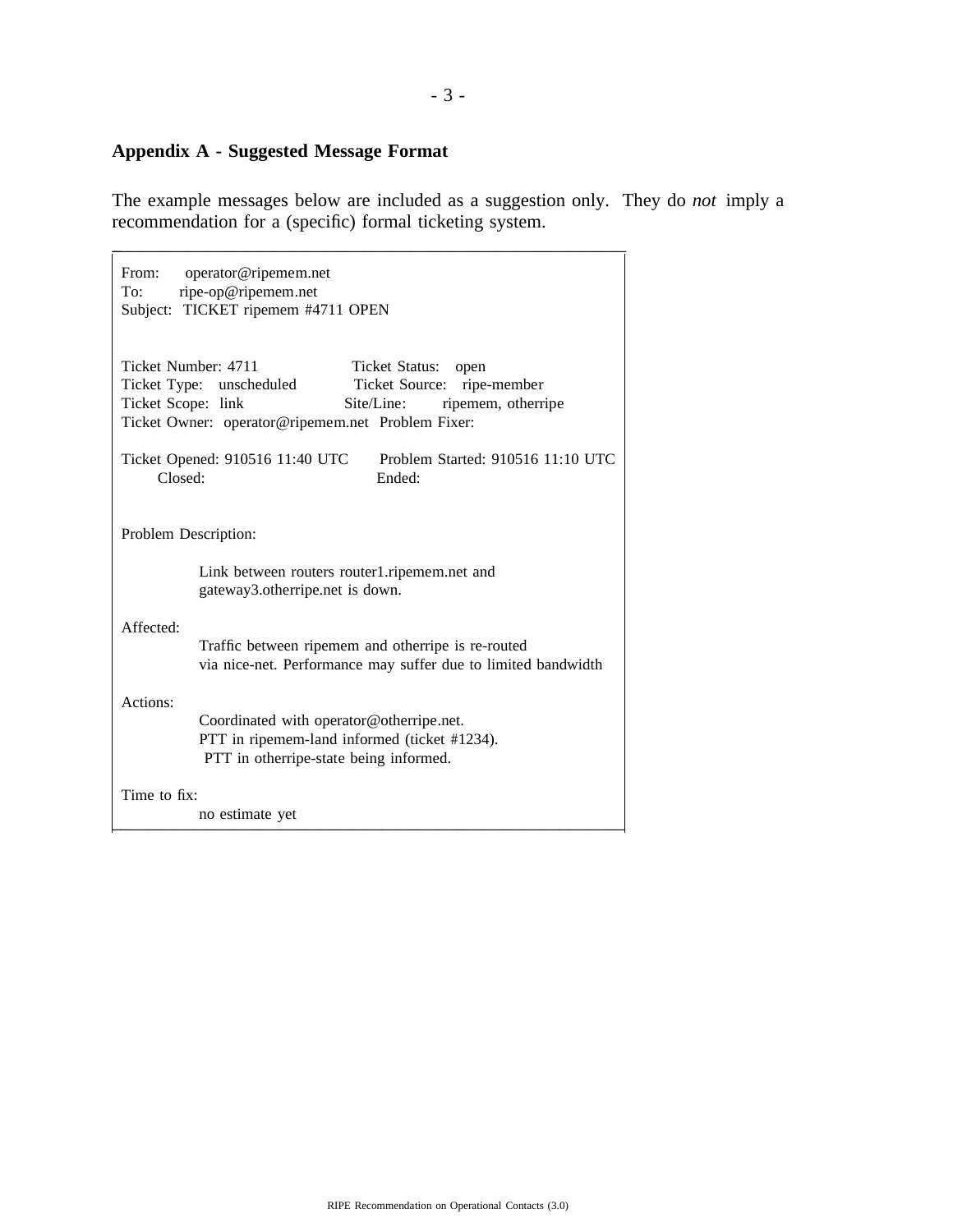## Appendix A - Suggested Message Format

The example messages below are included as a suggestion only. They do *not* imply a recommendation for a (specific) formal ticketing system.

```
From:     operator@ripemem.net
To:       ripe-op@ripemem.net
Subject:  TICKET ripemem #4711 OPEN


Ticket Number: 4711                 Ticket Status:   open
Ticket Type:   unscheduled          Ticket Source:   ripe-member
Ticket Scope:  link                 Site/Line:       ripemem, otherripe
Ticket Owner:  operator@ripemem.net  Problem Fixer:

Ticket Opened: 910516 11:40 UTC      Problem Started: 910516 11:10 UTC
       Closed:                                Ended:


Problem Description:

            Link between routers router1.ripemem.net and
            gateway3.otherripe.net is down.

Affected:
            Traffic between ripemem and otherripe is re-routed
            via nice-net. Performance may suffer due to limited bandwidth

Actions:
            Coordinated with operator@otherripe.net.
            PTT in ripemem-land informed (ticket #1234).
             PTT in otherripe-state being informed.

Time to fix:
            no estimate yet
```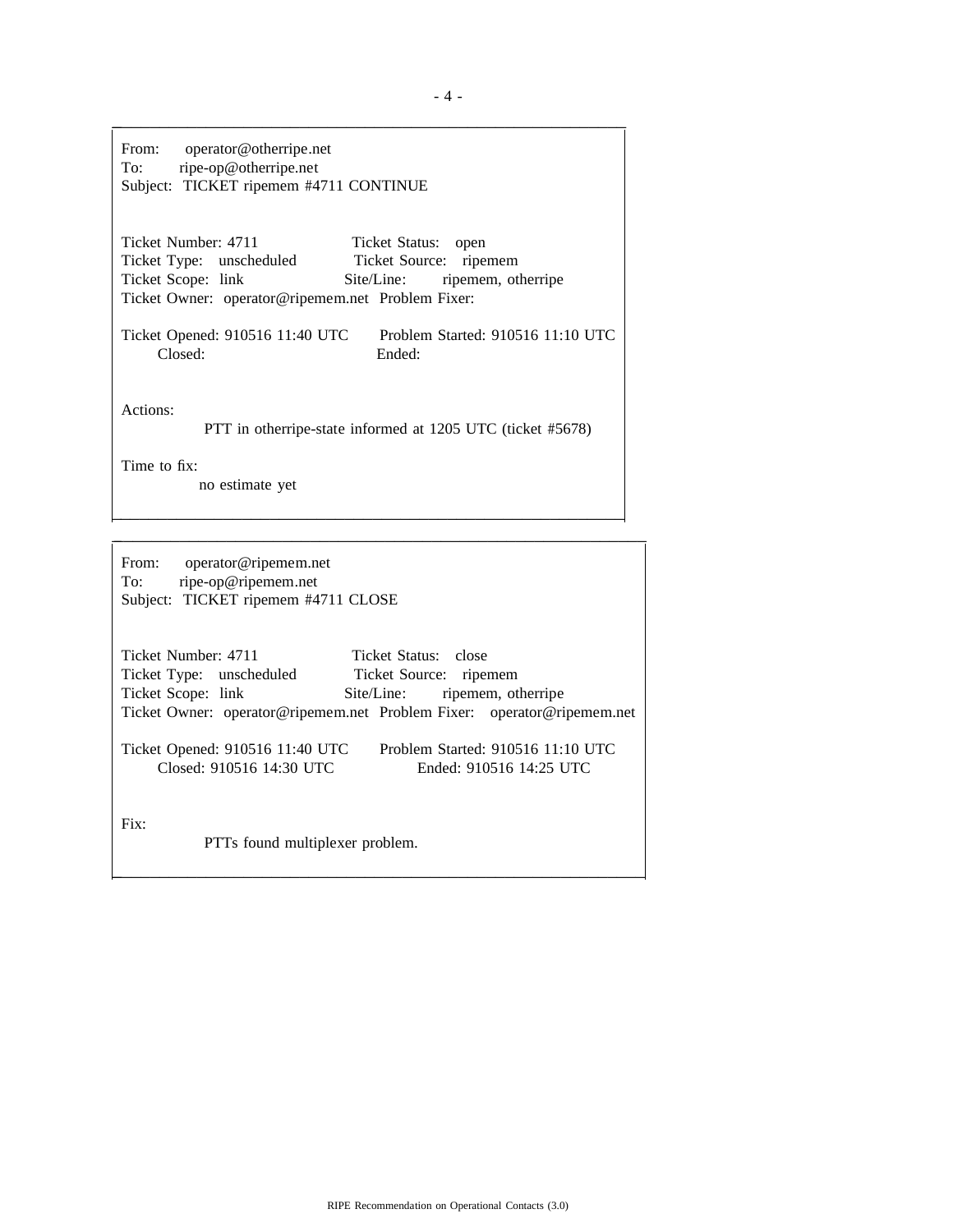```
From:     operator@otherripe.net
To:       ripe-op@otherripe.net
Subject:  TICKET ripemem #4711 CONTINUE


Ticket Number: 4711              Ticket Status:   open
Ticket Type:   unscheduled       Ticket Source:   ripemem
Ticket Scope:  link              Site/Line:       ripemem, otherripe
Ticket Owner:  operator@ripemem.net  Problem Fixer:

Ticket Opened: 910516 11:40 UTC      Problem Started: 910516 11:10 UTC
       Closed:                                Ended:


Actions:
           PTT in otherripe-state informed at 1205 UTC (ticket #5678)

Time to fix:
           no estimate yet
```

```
From:     operator@ripemem.net
To:       ripe-op@ripemem.net
Subject:  TICKET ripemem #4711 CLOSE


Ticket Number: 4711              Ticket Status:   close
Ticket Type:   unscheduled       Ticket Source:   ripemem
Ticket Scope:  link              Site/Line:       ripemem, otherripe
Ticket Owner:  operator@ripemem.net  Problem Fixer:   operator@ripemem.net

Ticket Opened: 910516 11:40 UTC      Problem Started: 910516 11:10 UTC
       Closed: 910516 14:30 UTC              Ended: 910516 14:25 UTC


Fix:
           PTTs found multiplexer problem.
```